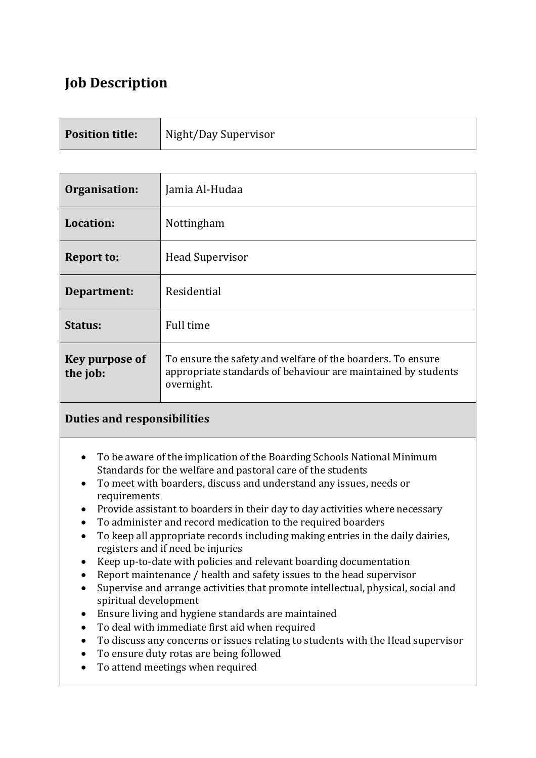# Job Description

| **Position title:** | Night/Day Supervisor |
|---|---|

| **Organisation:** | Jamia Al-Hudaa |
|---|---|
| **Location:** | Nottingham |
| **Report to:** | Head Supervisor |
| **Department:** | Residential |
| **Status:** | Full time |
| **Key purpose of the job:** | To ensure the safety and welfare of the boarders. To ensure appropriate standards of behaviour are maintained by students overnight. |

**Duties and responsibilities**

- To be aware of the implication of the Boarding Schools National Minimum Standards for the welfare and pastoral care of the students
- To meet with boarders, discuss and understand any issues, needs or requirements
- Provide assistant to boarders in their day to day activities where necessary
- To administer and record medication to the required boarders
- To keep all appropriate records including making entries in the daily dairies, registers and if need be injuries
- Keep up-to-date with policies and relevant boarding documentation
- Report maintenance / health and safety issues to the head supervisor
- Supervise and arrange activities that promote intellectual, physical, social and spiritual development
- Ensure living and hygiene standards are maintained
- To deal with immediate first aid when required
- To discuss any concerns or issues relating to students with the Head supervisor
- To ensure duty rotas are being followed
- To attend meetings when required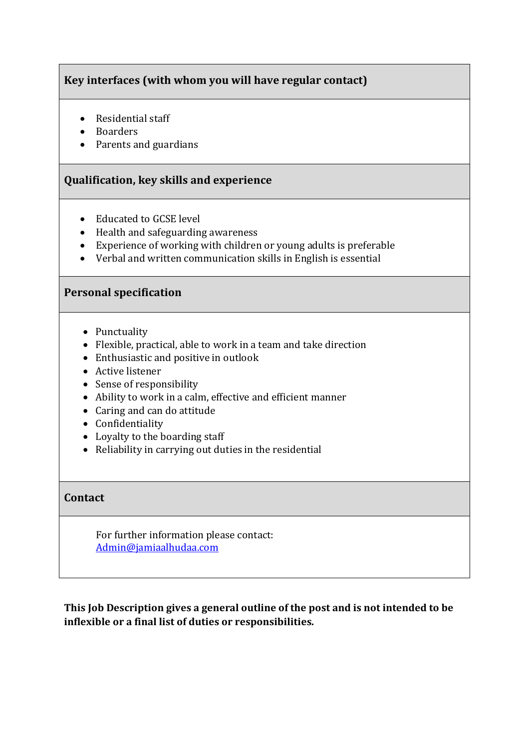## Key interfaces (with whom you will have regular contact)

- Residential staff
- Boarders
- Parents and guardians

## Qualification, key skills and experience

- Educated to GCSE level
- Health and safeguarding awareness
- Experience of working with children or young adults is preferable
- Verbal and written communication skills in English is essential

## Personal specification

- Punctuality
- Flexible, practical, able to work in a team and take direction
- Enthusiastic and positive in outlook
- Active listener
- Sense of responsibility
- Ability to work in a calm, effective and efficient manner
- Caring and can do attitude
- Confidentiality
- Loyalty to the boarding staff
- Reliability in carrying out duties in the residential

## Contact

For further information please contact:
[Admin@jamiaalhudaa.com](mailto:Admin@jamiaalhudaa.com)

**This Job Description gives a general outline of the post and is not intended to be inflexible or a final list of duties or responsibilities.**